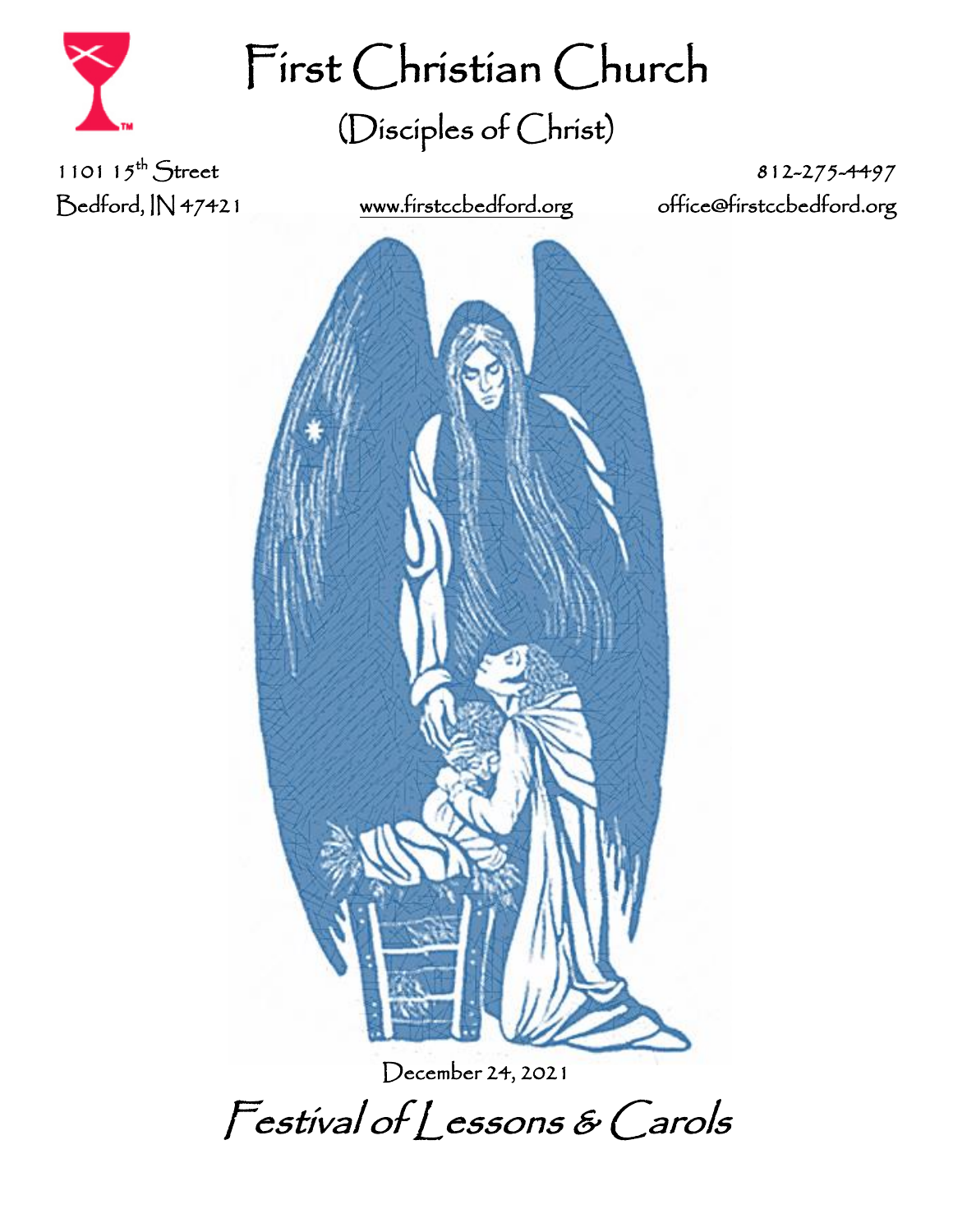# First Christian Church

## (Disciples of Christ)

1101 15th Street
Bedford, IN 47421

www.firstccbedford.org

812-275-4497
office@firstccbedford.org

December 24, 2021

# *Festival of Lessons & Carols*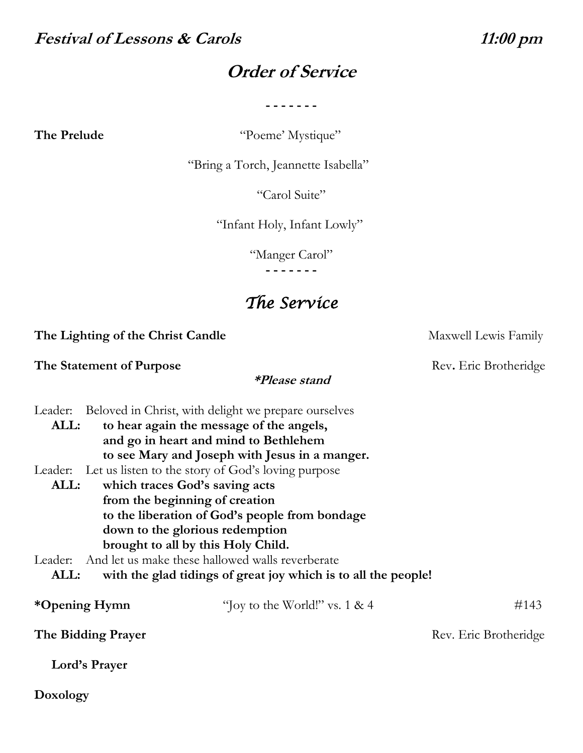***Festival of Lessons & Carols*** ***11:00 pm***

# *Order of Service*

- - - - - - -

**The Prelude** "Poeme' Mystique"

"Bring a Torch, Jeannette Isabella"

"Carol Suite"

"Infant Holy, Infant Lowly"

"Manger Carol"

- - - - - - -

## *The Service*

**The Lighting of the Christ Candle** Maxwell Lewis Family

**The Statement of Purpose** Rev. Eric Brotheridge

***\*Please stand***

Leader: Beloved in Christ, with delight we prepare ourselves
**ALL: to hear again the message of the angels,**
**and go in heart and mind to Bethlehem**
**to see Mary and Joseph with Jesus in a manger.**
Leader: Let us listen to the story of God's loving purpose
**ALL: which traces God's saving acts**
**from the beginning of creation**
**to the liberation of God's people from bondage**
**down to the glorious redemption**
**brought to all by this Holy Child.**
Leader: And let us make these hallowed walls reverberate
**ALL: with the glad tidings of great joy which is to all the people!**

**\*Opening Hymn** "Joy to the World!" vs. 1 & 4 #143

**The Bidding Prayer** Rev. Eric Brotheridge

**Lord's Prayer**

**Doxology**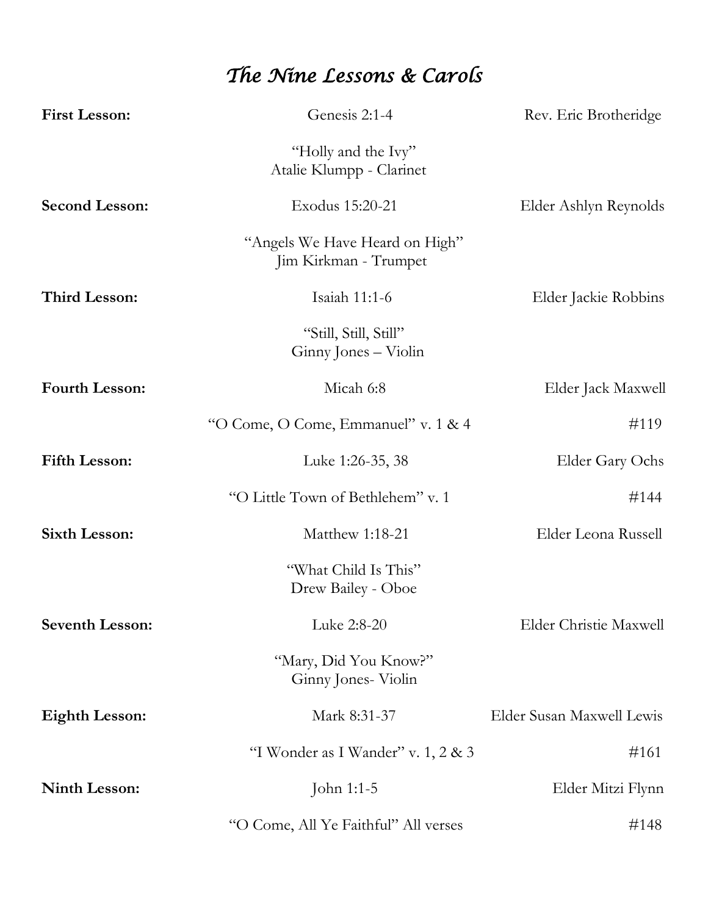# *The Nine Lessons & Carols*

**First Lesson:** Genesis 2:1-4 — Rev. Eric Brotheridge

"Holly and the Ivy"
Atalie Klumpp - Clarinet

**Second Lesson:** Exodus 15:20-21 — Elder Ashlyn Reynolds

"Angels We Have Heard on High"
Jim Kirkman - Trumpet

**Third Lesson:** Isaiah 11:1-6 — Elder Jackie Robbins

"Still, Still, Still"
Ginny Jones – Violin

**Fourth Lesson:** Micah 6:8 — Elder Jack Maxwell

"O Come, O Come, Emmanuel" v. 1 & 4 — #119

**Fifth Lesson:** Luke 1:26-35, 38 — Elder Gary Ochs

"O Little Town of Bethlehem" v. 1 — #144

**Sixth Lesson:** Matthew 1:18-21 — Elder Leona Russell

"What Child Is This"
Drew Bailey - Oboe

**Seventh Lesson:** Luke 2:8-20 — Elder Christie Maxwell

"Mary, Did You Know?"
Ginny Jones- Violin

**Eighth Lesson:** Mark 8:31-37 — Elder Susan Maxwell Lewis

"I Wonder as I Wander" v. 1, 2 & 3 — #161

**Ninth Lesson:** John 1:1-5 — Elder Mitzi Flynn

"O Come, All Ye Faithful" All verses — #148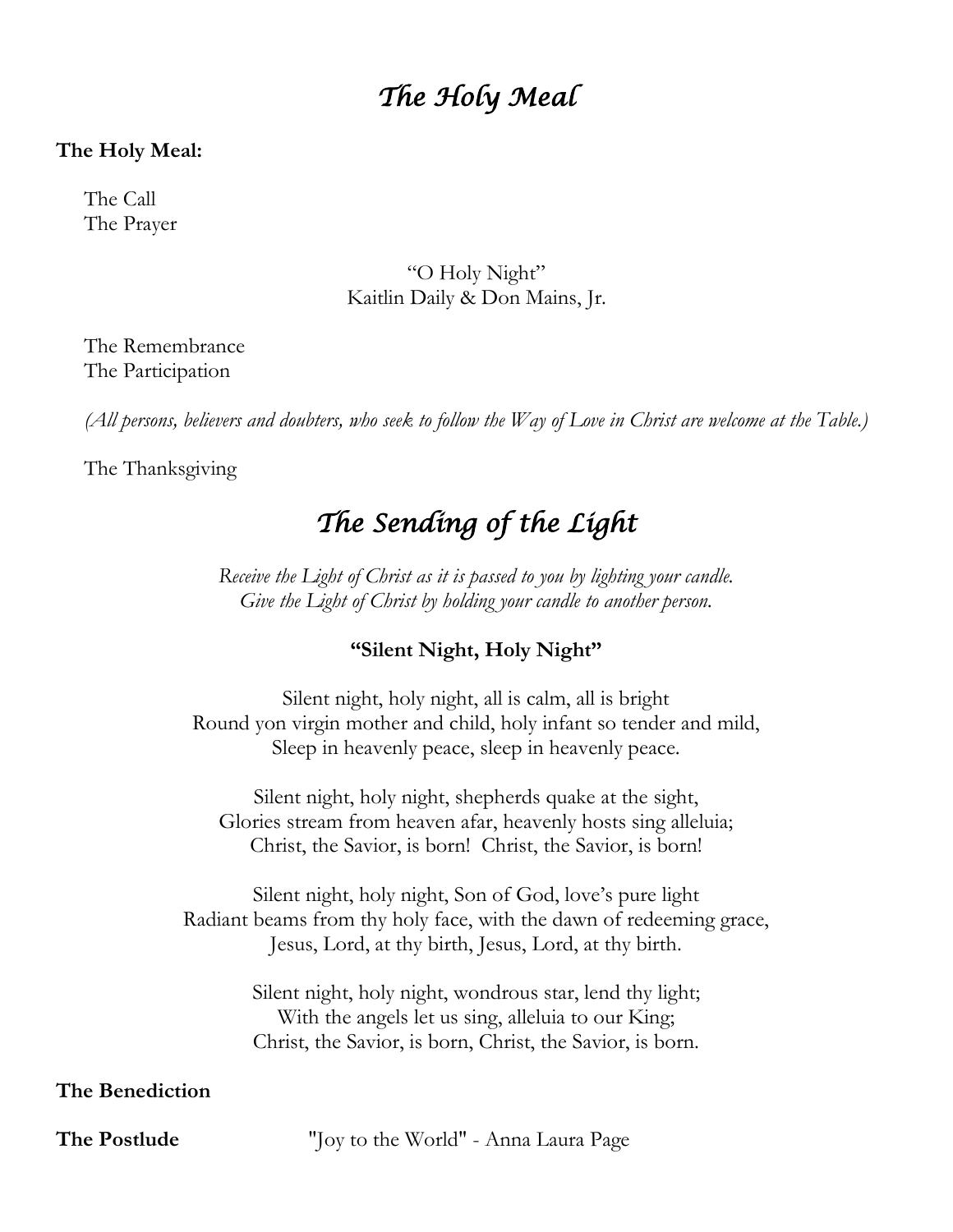# *The Holy Meal*

**The Holy Meal:**

The Call
The Prayer

"O Holy Night"
Kaitlin Daily & Don Mains, Jr.

The Remembrance
The Participation

*(All persons, believers and doubters, who seek to follow the Way of Love in Christ are welcome at the Table.)*

The Thanksgiving

# *The Sending of the Light*

*Receive the Light of Christ as it is passed to you by lighting your candle.*
*Give the Light of Christ by holding your candle to another person.*

**"Silent Night, Holy Night"**

Silent night, holy night, all is calm, all is bright
Round yon virgin mother and child, holy infant so tender and mild,
Sleep in heavenly peace, sleep in heavenly peace.

Silent night, holy night, shepherds quake at the sight,
Glories stream from heaven afar, heavenly hosts sing alleluia;
Christ, the Savior, is born! Christ, the Savior, is born!

Silent night, holy night, Son of God, love's pure light
Radiant beams from thy holy face, with the dawn of redeeming grace,
Jesus, Lord, at thy birth, Jesus, Lord, at thy birth.

Silent night, holy night, wondrous star, lend thy light;
With the angels let us sing, alleluia to our King;
Christ, the Savior, is born, Christ, the Savior, is born.

**The Benediction**

**The Postlude** "Joy to the World" - Anna Laura Page